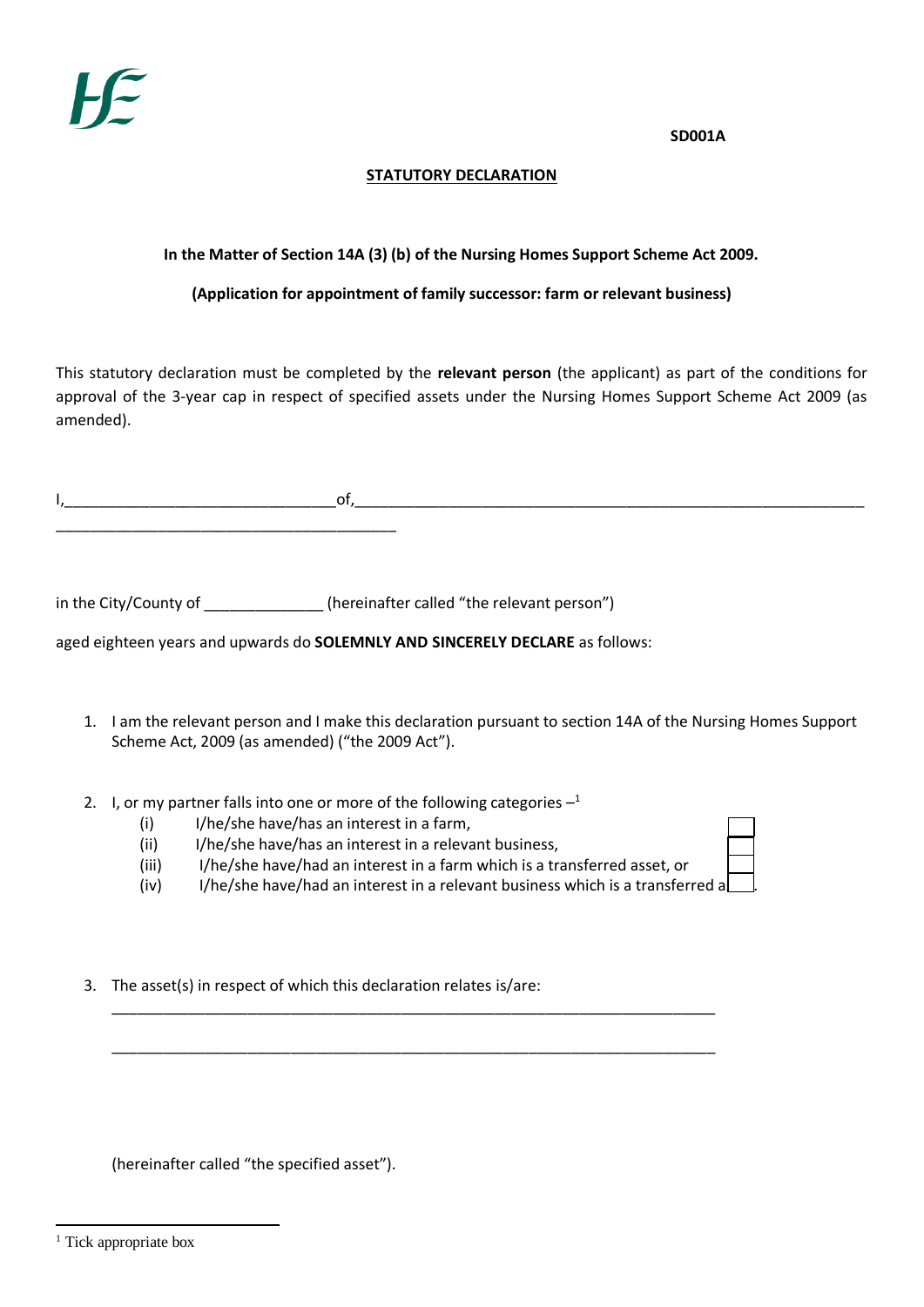SD001A

## STATUTORY DECLARATION

**In the Matter of Section 14A (3) (b) of the Nursing Homes Support Scheme Act 2009.**

**(Application for appointment of family successor: farm or relevant business)**

This statutory declaration must be completed by the **relevant person** (the applicant) as part of the conditions for approval of the 3-year cap in respect of specified assets under the Nursing Homes Support Scheme Act 2009 (as amended).

I,\_\_\_\_\_\_\_\_\_\_\_\_\_\_\_\_\_\_\_\_\_\_\_\_\_\_\_\_\_\_\_\_of,\_\_\_\_\_\_\_\_\_\_\_\_\_\_\_\_\_\_\_\_\_\_\_\_\_\_\_\_\_\_\_\_\_\_\_\_\_\_\_\_\_\_\_\_\_\_\_\_\_\_\_\_\_\_\_\_\_\_\_\_\_\_\_
\_\_\_\_\_\_\_\_\_\_\_\_\_\_\_\_\_\_\_\_\_\_\_\_\_\_\_\_\_\_\_\_\_\_\_\_\_\_\_\_\_\_

in the City/County of \_\_\_\_\_\_\_\_\_\_\_\_\_\_ (hereinafter called "the relevant person")

aged eighteen years and upwards do **SOLEMNLY AND SINCERELY DECLARE** as follows:

1. I am the relevant person and I make this declaration pursuant to section 14A of the Nursing Homes Support Scheme Act, 2009 (as amended) ("the 2009 Act").

2. I, or my partner falls into one or more of the following categories –[1]
   - (i) I/he/she have/has an interest in a farm, ☐
   - (ii) I/he/she have/has an interest in a relevant business, ☐
   - (iii) I/he/she have/had an interest in a farm which is a transferred asset, or ☐
   - (iv) I/he/she have/had an interest in a relevant business which is a transferred a☐.

3. The asset(s) in respect of which this declaration relates is/are:

   \_\_\_\_\_\_\_\_\_\_\_\_\_\_\_\_\_\_\_\_\_\_\_\_\_\_\_\_\_\_\_\_\_\_\_\_\_\_\_\_\_\_\_\_\_\_\_\_\_\_\_\_\_\_\_\_\_\_\_\_\_\_\_\_\_\_\_\_\_\_\_\_\_

   \_\_\_\_\_\_\_\_\_\_\_\_\_\_\_\_\_\_\_\_\_\_\_\_\_\_\_\_\_\_\_\_\_\_\_\_\_\_\_\_\_\_\_\_\_\_\_\_\_\_\_\_\_\_\_\_\_\_\_\_\_\_\_\_\_\_\_\_\_\_\_\_\_

   (hereinafter called "the specified asset").

[1] Tick appropriate box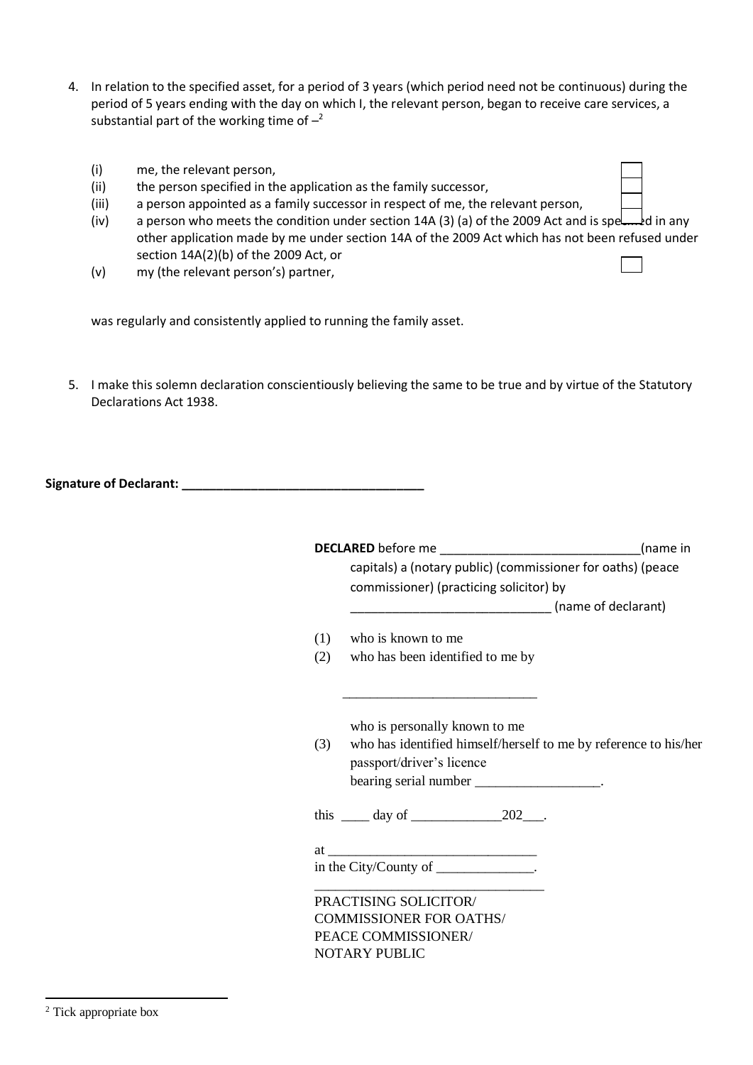4. In relation to the specified asset, for a period of 3 years (which period need not be continuous) during the period of 5 years ending with the day on which I, the relevant person, began to receive care services, a substantial part of the working time of –[2]

   (i) me, the relevant person, ☐
   (ii) the person specified in the application as the family successor, ☐
   (iii) a person appointed as a family successor in respect of me, the relevant person, ☐
   (iv) a person who meets the condition under section 14A (3) (a) of the 2009 Act and is specified in any other application made by me under section 14A of the 2009 Act which has not been refused under section 14A(2)(b) of the 2009 Act, or ☐
   (v) my (the relevant person's) partner, ☐

   was regularly and consistently applied to running the family asset.

5. I make this solemn declaration conscientiously believing the same to be true and by virtue of the Statutory Declarations Act 1938.

**Signature of Declarant: ____________________________________**

**DECLARED** before me _____________________________(name in capitals) a (notary public) (commissioner for oaths) (peace commissioner) (practicing solicitor) by _____________________________ (name of declarant)

(1) who is known to me
(2) who has been identified to me by

____________________________

who is personally known to me
(3) who has identified himself/herself to me by reference to his/her passport/driver's licence bearing serial number __________________.

this ____ day of _____________202___.

at ______________________________
in the City/County of ______________.

__________________________________
PRACTISING SOLICITOR/
COMMISSIONER FOR OATHS/
PEACE COMMISSIONER/
NOTARY PUBLIC

[2] Tick appropriate box